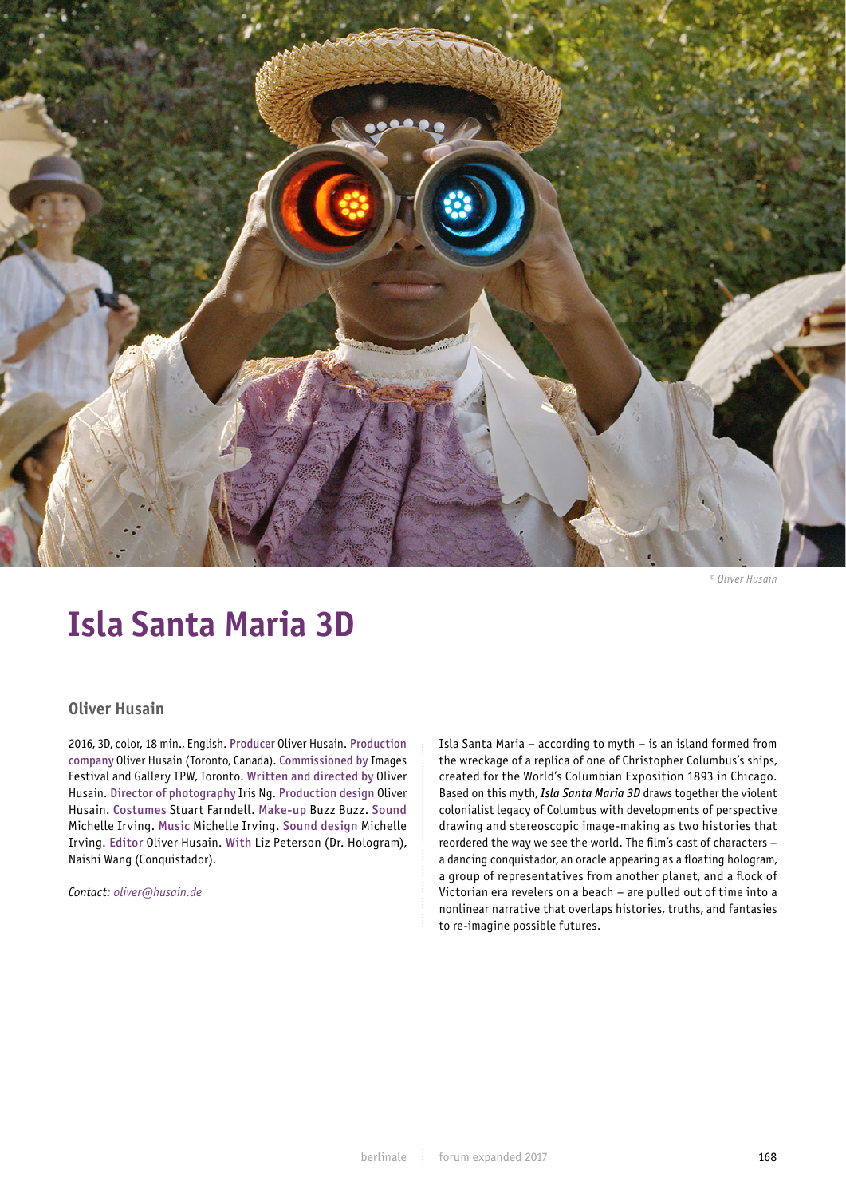© Oliver Husain

# Isla Santa Maria 3D

## Oliver Husain

2016, 3D, color, 18 min., English. Producer Oliver Husain. Production company Oliver Husain (Toronto, Canada). Commissioned by Images Festival and Gallery TPW, Toronto. Written and directed by Oliver Husain. Director of photography Iris Ng. Production design Oliver Husain. Costumes Stuart Farndell. Make-up Buzz Buzz. Sound Michelle Irving. Music Michelle Irving. Sound design Michelle Irving. Editor Oliver Husain. With Liz Peterson (Dr. Hologram), Naishi Wang (Conquistador).

*Contact: oliver@husain.de*

Isla Santa Maria – according to myth – is an island formed from the wreckage of a replica of one of Christopher Columbus's ships, created for the World's Columbian Exposition 1893 in Chicago. Based on this myth, ***Isla Santa Maria 3D*** draws together the violent colonialist legacy of Columbus with developments of perspective drawing and stereoscopic image-making as two histories that reordered the way we see the world. The film's cast of characters – a dancing conquistador, an oracle appearing as a floating hologram, a group of representatives from another planet, and a flock of Victorian era revelers on a beach – are pulled out of time into a nonlinear narrative that overlaps histories, truths, and fantasies to re-imagine possible futures.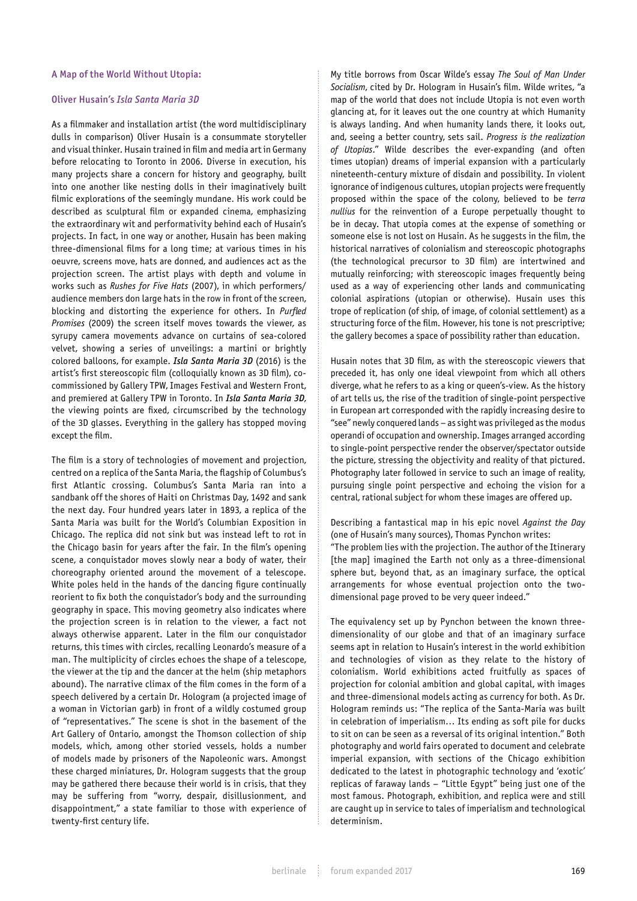### A Map of the World Without Utopia:

### Oliver Husain's *Isla Santa Maria 3D*

As a filmmaker and installation artist (the word multidisciplinary dulls in comparison) Oliver Husain is a consummate storyteller and visual thinker. Husain trained in film and media art in Germany before relocating to Toronto in 2006. Diverse in execution, his many projects share a concern for history and geography, built into one another like nesting dolls in their imaginatively built filmic explorations of the seemingly mundane. His work could be described as sculptural film or expanded cinema, emphasizing the extraordinary wit and performativity behind each of Husain's projects. In fact, in one way or another, Husain has been making three-dimensional films for a long time; at various times in his oeuvre, screens move, hats are donned, and audiences act as the projection screen. The artist plays with depth and volume in works such as *Rushes for Five Hats* (2007), in which performers/ audience members don large hats in the row in front of the screen, blocking and distorting the experience for others. In *Purfled Promises* (2009) the screen itself moves towards the viewer, as syrupy camera movements advance on curtains of sea-colored velvet, showing a series of unveilings: a martini or brightly colored balloons, for example. ***Isla Santa Maria 3D*** (2016) is the artist's first stereoscopic film (colloquially known as 3D film), co-commissioned by Gallery TPW, Images Festival and Western Front, and premiered at Gallery TPW in Toronto. In ***Isla Santa Maria 3D***, the viewing points are fixed, circumscribed by the technology of the 3D glasses. Everything in the gallery has stopped moving except the film.

The film is a story of technologies of movement and projection, centred on a replica of the Santa Maria, the flagship of Columbus's first Atlantic crossing. Columbus's Santa Maria ran into a sandbank off the shores of Haiti on Christmas Day, 1492 and sank the next day. Four hundred years later in 1893, a replica of the Santa Maria was built for the World's Columbian Exposition in Chicago. The replica did not sink but was instead left to rot in the Chicago basin for years after the fair. In the film's opening scene, a conquistador moves slowly near a body of water, their choreography oriented around the movement of a telescope. White poles held in the hands of the dancing figure continually reorient to fix both the conquistador's body and the surrounding geography in space. This moving geometry also indicates where the projection screen is in relation to the viewer, a fact not always otherwise apparent. Later in the film our conquistador returns, this times with circles, recalling Leonardo's measure of a man. The multiplicity of circles echoes the shape of a telescope, the viewer at the tip and the dancer at the helm (ship metaphors abound). The narrative climax of the film comes in the form of a speech delivered by a certain Dr. Hologram (a projected image of a woman in Victorian garb) in front of a wildly costumed group of "representatives." The scene is shot in the basement of the Art Gallery of Ontario, amongst the Thomson collection of ship models, which, among other storied vessels, holds a number of models made by prisoners of the Napoleonic wars. Amongst these charged miniatures, Dr. Hologram suggests that the group may be gathered there because their world is in crisis, that they may be suffering from "worry, despair, disillusionment, and disappointment," a state familiar to those with experience of twenty-first century life.

My title borrows from Oscar Wilde's essay *The Soul of Man Under Socialism*, cited by Dr. Hologram in Husain's film. Wilde writes, "a map of the world that does not include Utopia is not even worth glancing at, for it leaves out the one country at which Humanity is always landing. And when humanity lands there, it looks out, and, seeing a better country, sets sail. *Progress is the realization of Utopias*." Wilde describes the ever-expanding (and often times utopian) dreams of imperial expansion with a particularly nineteenth-century mixture of disdain and possibility. In violent ignorance of indigenous cultures, utopian projects were frequently proposed within the space of the colony, believed to be *terra nullius* for the reinvention of a Europe perpetually thought to be in decay. That utopia comes at the expense of something or someone else is not lost on Husain. As he suggests in the film, the historical narratives of colonialism and stereoscopic photographs (the technological precursor to 3D film) are intertwined and mutually reinforcing; with stereoscopic images frequently being used as a way of experiencing other lands and communicating colonial aspirations (utopian or otherwise). Husain uses this trope of replication (of ship, of image, of colonial settlement) as a structuring force of the film. However, his tone is not prescriptive; the gallery becomes a space of possibility rather than education.

Husain notes that 3D film, as with the stereoscopic viewers that preceded it, has only one ideal viewpoint from which all others diverge, what he refers to as a king or queen's-view. As the history of art tells us, the rise of the tradition of single-point perspective in European art corresponded with the rapidly increasing desire to "see" newly conquered lands – as sight was privileged as the modus operandi of occupation and ownership. Images arranged according to single-point perspective render the observer/spectator outside the picture, stressing the objectivity and reality of that pictured. Photography later followed in service to such an image of reality, pursuing single point perspective and echoing the vision for a central, rational subject for whom these images are offered up.

Describing a fantastical map in his epic novel *Against the Day* (one of Husain's many sources), Thomas Pynchon writes:
"The problem lies with the projection. The author of the Itinerary [the map] imagined the Earth not only as a three-dimensional sphere but, beyond that, as an imaginary surface, the optical arrangements for whose eventual projection onto the two-dimensional page proved to be very queer indeed."

The equivalency set up by Pynchon between the known three-dimensionality of our globe and that of an imaginary surface seems apt in relation to Husain's interest in the world exhibition and technologies of vision as they relate to the history of colonialism. World exhibitions acted fruitfully as spaces of projection for colonial ambition and global capital, with images and three-dimensional models acting as currency for both. As Dr. Hologram reminds us: "The replica of the Santa-Maria was built in celebration of imperialism… Its ending as soft pile for ducks to sit on can be seen as a reversal of its original intention." Both photography and world fairs operated to document and celebrate imperial expansion, with sections of the Chicago exhibition dedicated to the latest in photographic technology and 'exotic' replicas of faraway lands – "Little Egypt" being just one of the most famous. Photograph, exhibition, and replica were and still are caught up in service to tales of imperialism and technological determinism.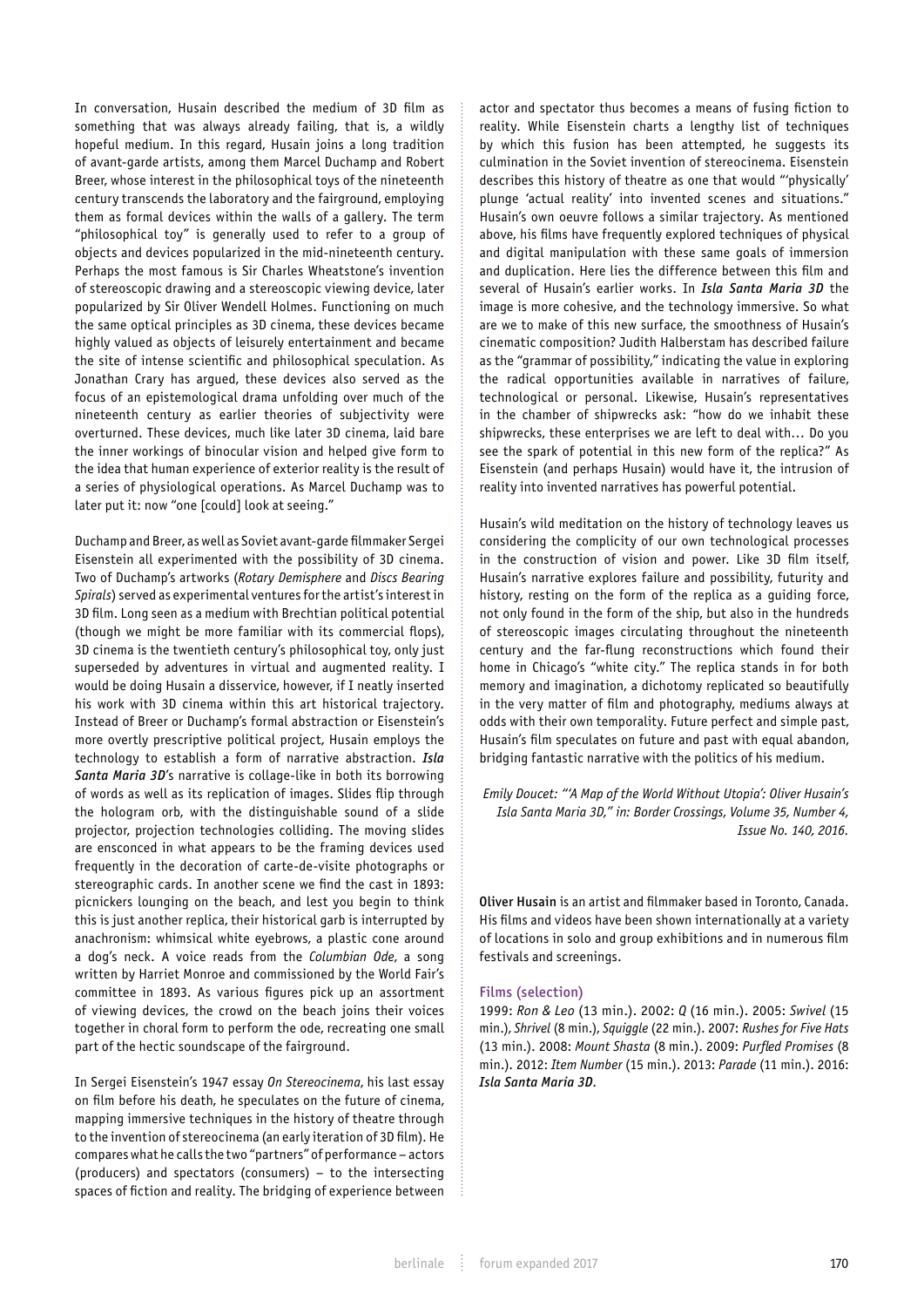In conversation, Husain described the medium of 3D film as something that was always already failing, that is, a wildly hopeful medium. In this regard, Husain joins a long tradition of avant-garde artists, among them Marcel Duchamp and Robert Breer, whose interest in the philosophical toys of the nineteenth century transcends the laboratory and the fairground, employing them as formal devices within the walls of a gallery. The term "philosophical toy" is generally used to refer to a group of objects and devices popularized in the mid-nineteenth century. Perhaps the most famous is Sir Charles Wheatstone's invention of stereoscopic drawing and a stereoscopic viewing device, later popularized by Sir Oliver Wendell Holmes. Functioning on much the same optical principles as 3D cinema, these devices became highly valued as objects of leisurely entertainment and became the site of intense scientific and philosophical speculation. As Jonathan Crary has argued, these devices also served as the focus of an epistemological drama unfolding over much of the nineteenth century as earlier theories of subjectivity were overturned. These devices, much like later 3D cinema, laid bare the inner workings of binocular vision and helped give form to the idea that human experience of exterior reality is the result of a series of physiological operations. As Marcel Duchamp was to later put it: now "one [could] look at seeing."

Duchamp and Breer, as well as Soviet avant-garde filmmaker Sergei Eisenstein all experimented with the possibility of 3D cinema. Two of Duchamp's artworks (*Rotary Demisphere* and *Discs Bearing Spirals*) served as experimental ventures for the artist's interest in 3D film. Long seen as a medium with Brechtian political potential (though we might be more familiar with its commercial flops), 3D cinema is the twentieth century's philosophical toy, only just superseded by adventures in virtual and augmented reality. I would be doing Husain a disservice, however, if I neatly inserted his work with 3D cinema within this art historical trajectory. Instead of Breer or Duchamp's formal abstraction or Eisenstein's more overtly prescriptive political project, Husain employs the technology to establish a form of narrative abstraction. ***Isla Santa Maria 3D***'s narrative is collage-like in both its borrowing of words as well as its replication of images. Slides flip through the hologram orb, with the distinguishable sound of a slide projector, projection technologies colliding. The moving slides are ensconced in what appears to be the framing devices used frequently in the decoration of carte-de-visite photographs or stereographic cards. In another scene we find the cast in 1893: picnickers lounging on the beach, and lest you begin to think this is just another replica, their historical garb is interrupted by anachronism: whimsical white eyebrows, a plastic cone around a dog's neck. A voice reads from the *Columbian Ode*, a song written by Harriet Monroe and commissioned by the World Fair's committee in 1893. As various figures pick up an assortment of viewing devices, the crowd on the beach joins their voices together in choral form to perform the ode, recreating one small part of the hectic soundscape of the fairground.

In Sergei Eisenstein's 1947 essay *On Stereocinema*, his last essay on film before his death, he speculates on the future of cinema, mapping immersive techniques in the history of theatre through to the invention of stereocinema (an early iteration of 3D film). He compares what he calls the two "partners" of performance – actors (producers) and spectators (consumers) – to the intersecting spaces of fiction and reality. The bridging of experience between actor and spectator thus becomes a means of fusing fiction to reality. While Eisenstein charts a lengthy list of techniques by which this fusion has been attempted, he suggests its culmination in the Soviet invention of stereocinema. Eisenstein describes this history of theatre as one that would "'physically' plunge 'actual reality' into invented scenes and situations." Husain's own oeuvre follows a similar trajectory. As mentioned above, his films have frequently explored techniques of physical and digital manipulation with these same goals of immersion and duplication. Here lies the difference between this film and several of Husain's earlier works. In ***Isla Santa Maria 3D*** the image is more cohesive, and the technology immersive. So what are we to make of this new surface, the smoothness of Husain's cinematic composition? Judith Halberstam has described failure as the "grammar of possibility," indicating the value in exploring the radical opportunities available in narratives of failure, technological or personal. Likewise, Husain's representatives in the chamber of shipwrecks ask: "how do we inhabit these shipwrecks, these enterprises we are left to deal with… Do you see the spark of potential in this new form of the replica?" As Eisenstein (and perhaps Husain) would have it, the intrusion of reality into invented narratives has powerful potential.

Husain's wild meditation on the history of technology leaves us considering the complicity of our own technological processes in the construction of vision and power. Like 3D film itself, Husain's narrative explores failure and possibility, futurity and history, resting on the form of the replica as a guiding force, not only found in the form of the ship, but also in the hundreds of stereoscopic images circulating throughout the nineteenth century and the far-flung reconstructions which found their home in Chicago's "white city." The replica stands in for both memory and imagination, a dichotomy replicated so beautifully in the very matter of film and photography, mediums always at odds with their own temporality. Future perfect and simple past, Husain's film speculates on future and past with equal abandon, bridging fantastic narrative with the politics of his medium.

*Emily Doucet: "'A Map of the World Without Utopia': Oliver Husain's Isla Santa Maria 3D," in: Border Crossings, Volume 35, Number 4, Issue No. 140, 2016.*

**Oliver Husain** is an artist and filmmaker based in Toronto, Canada. His films and videos have been shown internationally at a variety of locations in solo and group exhibitions and in numerous film festivals and screenings.

### Films (selection)

1999: *Ron & Leo* (13 min.). 2002: *Q* (16 min.). 2005: *Swivel* (15 min.), *Shrivel* (8 min.), *Squiggle* (22 min.). 2007: *Rushes for Five Hats* (13 min.). 2008: *Mount Shasta* (8 min.). 2009: *Purfled Promises* (8 min.). 2012: *Item Number* (15 min.). 2013: *Parade* (11 min.). 2016: ***Isla Santa Maria 3D***.